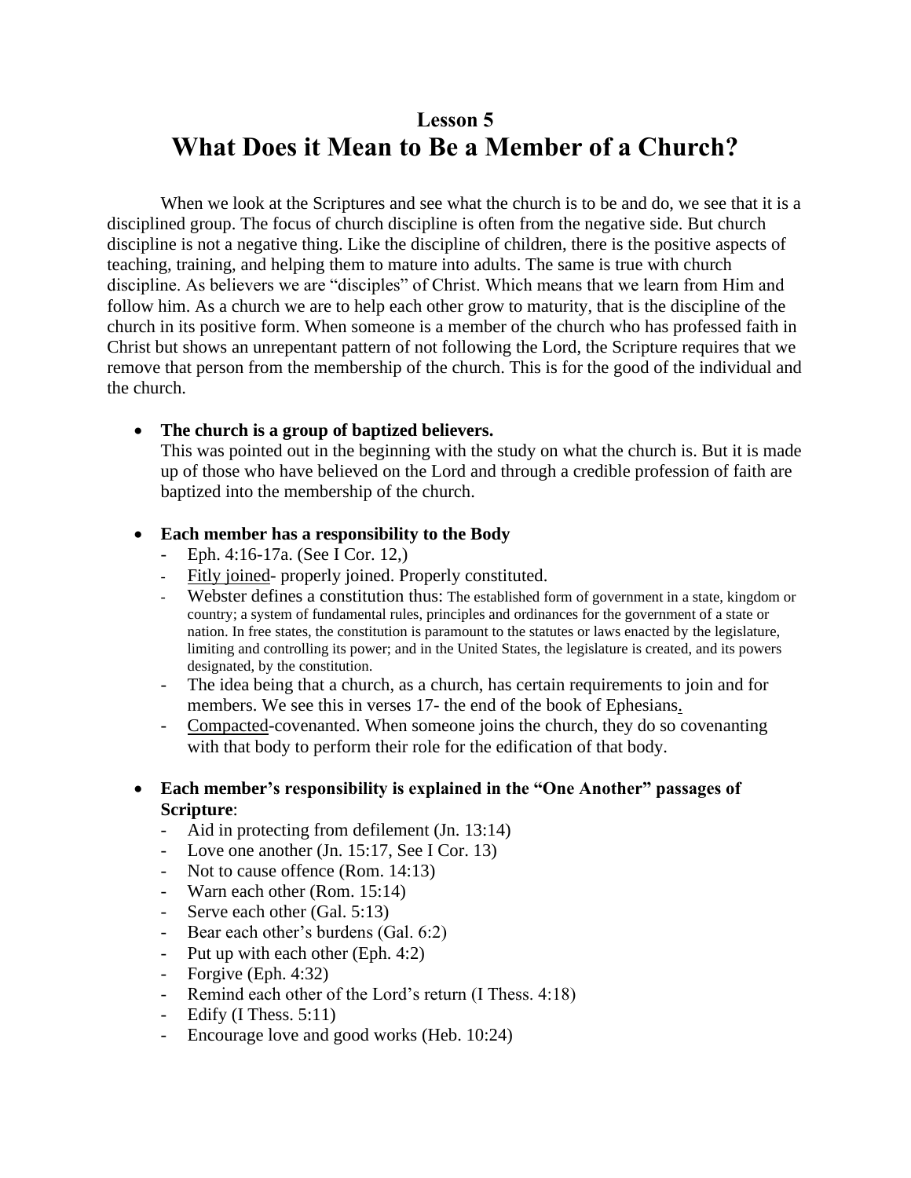# Lesson 5
# What Does it Mean to Be a Member of a Church?

When we look at the Scriptures and see what the church is to be and do, we see that it is a disciplined group. The focus of church discipline is often from the negative side. But church discipline is not a negative thing. Like the discipline of children, there is the positive aspects of teaching, training, and helping them to mature into adults. The same is true with church discipline. As believers we are "disciples" of Christ. Which means that we learn from Him and follow him. As a church we are to help each other grow to maturity, that is the discipline of the church in its positive form. When someone is a member of the church who has professed faith in Christ but shows an unrepentant pattern of not following the Lord, the Scripture requires that we remove that person from the membership of the church. This is for the good of the individual and the church.

- **The church is a group of baptized believers.**
  This was pointed out in the beginning with the study on what the church is. But it is made up of those who have believed on the Lord and through a credible profession of faith are baptized into the membership of the church.

- **Each member has a responsibility to the Body**
  - Eph. 4:16-17a. (See I Cor. 12,)
  - Fitly joined- properly joined. Properly constituted.
  - Webster defines a constitution thus: The established form of government in a state, kingdom or country; a system of fundamental rules, principles and ordinances for the government of a state or nation. In free states, the constitution is paramount to the statutes or laws enacted by the legislature, limiting and controlling its power; and in the United States, the legislature is created, and its powers designated, by the constitution.
  - The idea being that a church, as a church, has certain requirements to join and for members. We see this in verses 17- the end of the book of Ephesians.
  - Compacted-covenanted. When someone joins the church, they do so covenanting with that body to perform their role for the edification of that body.

- **Each member's responsibility is explained in the "One Another" passages of Scripture**:
  - Aid in protecting from defilement (Jn. 13:14)
  - Love one another (Jn. 15:17, See I Cor. 13)
  - Not to cause offence (Rom. 14:13)
  - Warn each other (Rom. 15:14)
  - Serve each other (Gal. 5:13)
  - Bear each other's burdens (Gal. 6:2)
  - Put up with each other (Eph. 4:2)
  - Forgive (Eph. 4:32)
  - Remind each other of the Lord's return (I Thess. 4:18)
  - Edify (I Thess. 5:11)
  - Encourage love and good works (Heb. 10:24)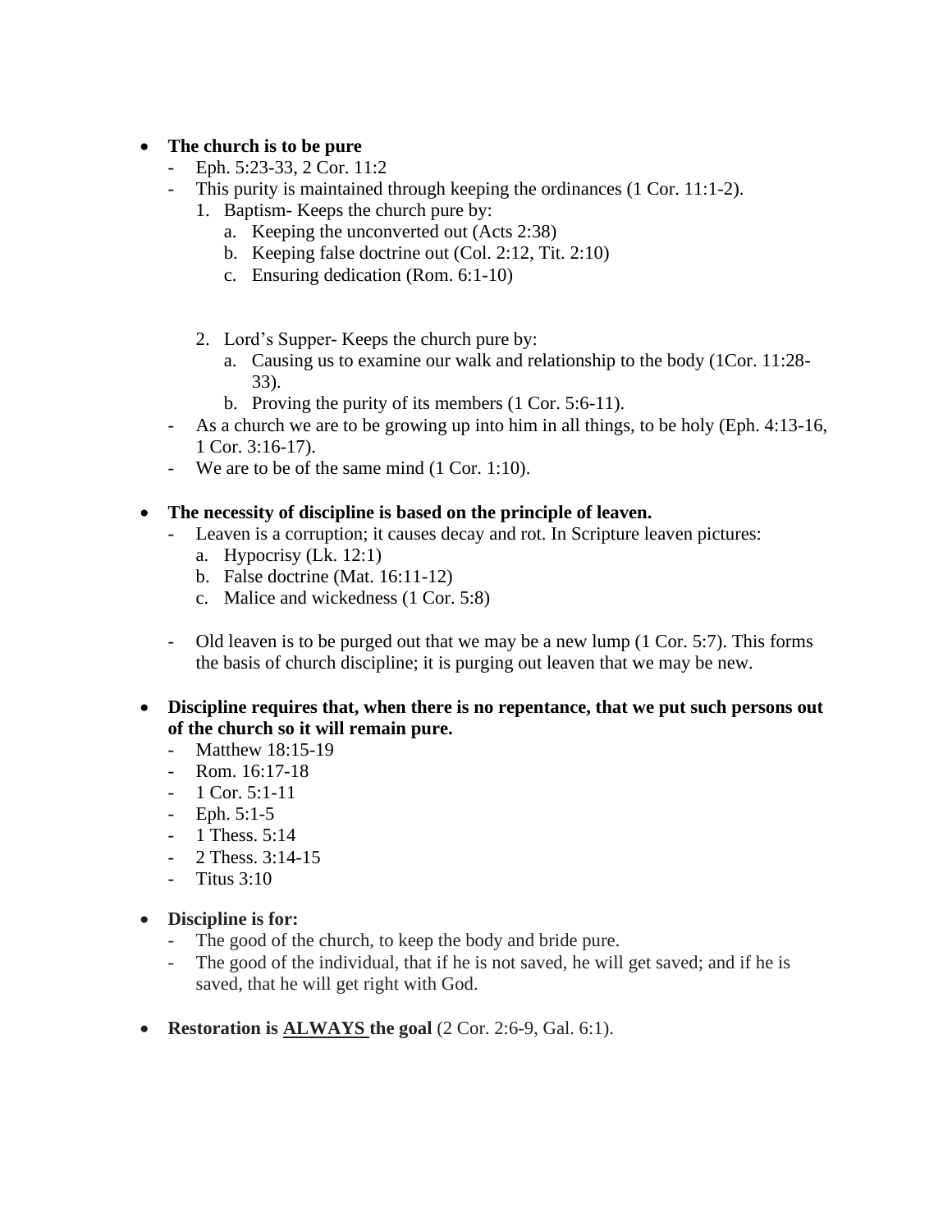- **The church is to be pure**
  - Eph. 5:23-33, 2 Cor. 11:2
  - This purity is maintained through keeping the ordinances (1 Cor. 11:1-2).
    1. Baptism- Keeps the church pure by:
       a. Keeping the unconverted out (Acts 2:38)
       b. Keeping false doctrine out (Col. 2:12, Tit. 2:10)
       c. Ensuring dedication (Rom. 6:1-10)

    2. Lord's Supper- Keeps the church pure by:
       a. Causing us to examine our walk and relationship to the body (1Cor. 11:28-33).
       b. Proving the purity of its members (1 Cor. 5:6-11).
  - As a church we are to be growing up into him in all things, to be holy (Eph. 4:13-16, 1 Cor. 3:16-17).
  - We are to be of the same mind (1 Cor. 1:10).

- **The necessity of discipline is based on the principle of leaven.**
  - Leaven is a corruption; it causes decay and rot. In Scripture leaven pictures:
    a. Hypocrisy (Lk. 12:1)
    b. False doctrine (Mat. 16:11-12)
    c. Malice and wickedness (1 Cor. 5:8)

  - Old leaven is to be purged out that we may be a new lump (1 Cor. 5:7). This forms the basis of church discipline; it is purging out leaven that we may be new.

- **Discipline requires that, when there is no repentance, that we put such persons out of the church so it will remain pure.**
  - Matthew 18:15-19
  - Rom. 16:17-18
  - 1 Cor. 5:1-11
  - Eph. 5:1-5
  - 1 Thess. 5:14
  - 2 Thess. 3:14-15
  - Titus 3:10

- **Discipline is for:**
  - The good of the church, to keep the body and bride pure.
  - The good of the individual, that if he is not saved, he will get saved; and if he is saved, that he will get right with God.

- **Restoration is <u>ALWAYS</u> the goal** (2 Cor. 2:6-9, Gal. 6:1).